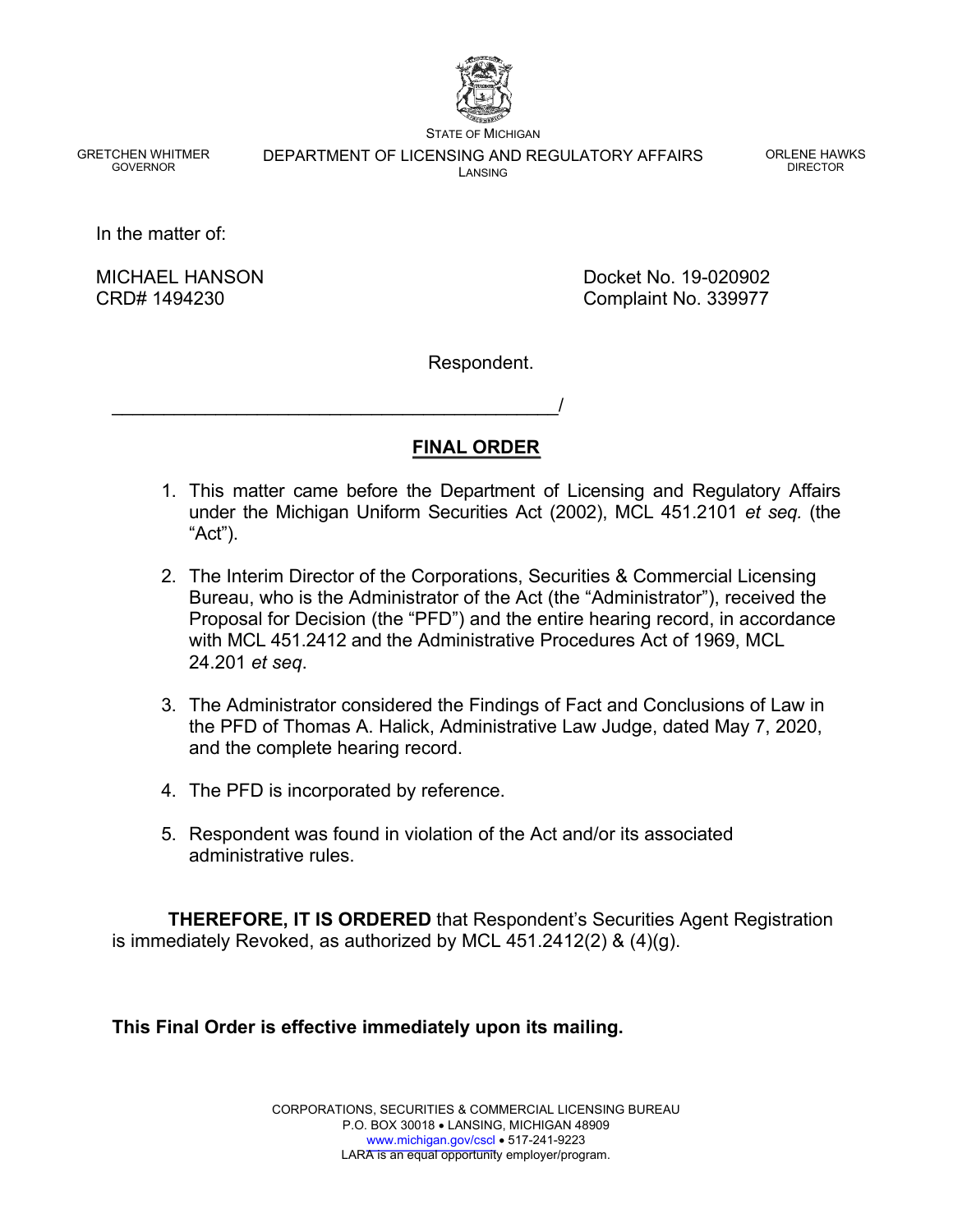STATE OF MICHIGAN

GRETCHEN WHITMER
GOVERNOR

DEPARTMENT OF LICENSING AND REGULATORY AFFAIRS
LANSING

ORLENE HAWKS
DIRECTOR

In the matter of:

MICHAEL HANSON
CRD# 1494230

Docket No. 19-020902
Complaint No. 339977

Respondent.

\_\_\_\_\_\_\_\_\_\_\_\_\_\_\_\_\_\_\_\_\_\_\_\_\_\_\_\_\_\_\_\_\_\_\_\_\_\_\_\_\_\_\_\_/

## FINAL ORDER

1. This matter came before the Department of Licensing and Regulatory Affairs under the Michigan Uniform Securities Act (2002), MCL 451.2101 *et seq.* (the "Act").

2. The Interim Director of the Corporations, Securities & Commercial Licensing Bureau, who is the Administrator of the Act (the "Administrator"), received the Proposal for Decision (the "PFD") and the entire hearing record, in accordance with MCL 451.2412 and the Administrative Procedures Act of 1969, MCL 24.201 *et seq*.

3. The Administrator considered the Findings of Fact and Conclusions of Law in the PFD of Thomas A. Halick, Administrative Law Judge, dated May 7, 2020, and the complete hearing record.

4. The PFD is incorporated by reference.

5. Respondent was found in violation of the Act and/or its associated administrative rules.

**THEREFORE, IT IS ORDERED** that Respondent's Securities Agent Registration is immediately Revoked, as authorized by MCL 451.2412(2) & (4)(g).

**This Final Order is effective immediately upon its mailing.**

CORPORATIONS, SECURITIES & COMMERCIAL LICENSING BUREAU
P.O. BOX 30018 • LANSING, MICHIGAN 48909
www.michigan.gov/cscl • 517-241-9223
LARA is an equal opportunity employer/program.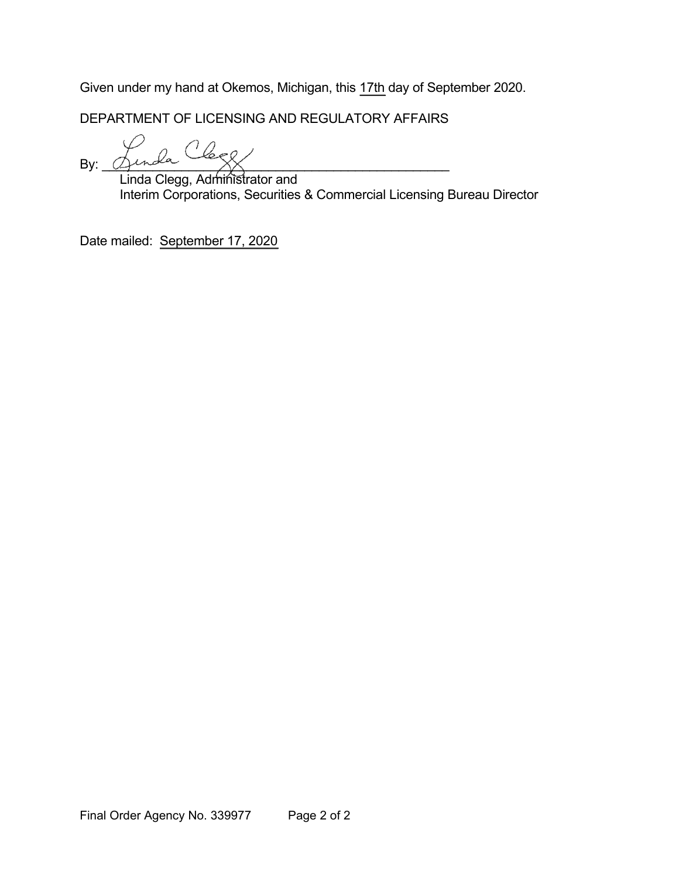Given under my hand at Okemos, Michigan, this 17th day of September 2020.

DEPARTMENT OF LICENSING AND REGULATORY AFFAIRS

By: ______________________________________________

Linda Clegg, Administrator and
Interim Corporations, Securities & Commercial Licensing Bureau Director

Date mailed: September 17, 2020

Final Order Agency No. 339977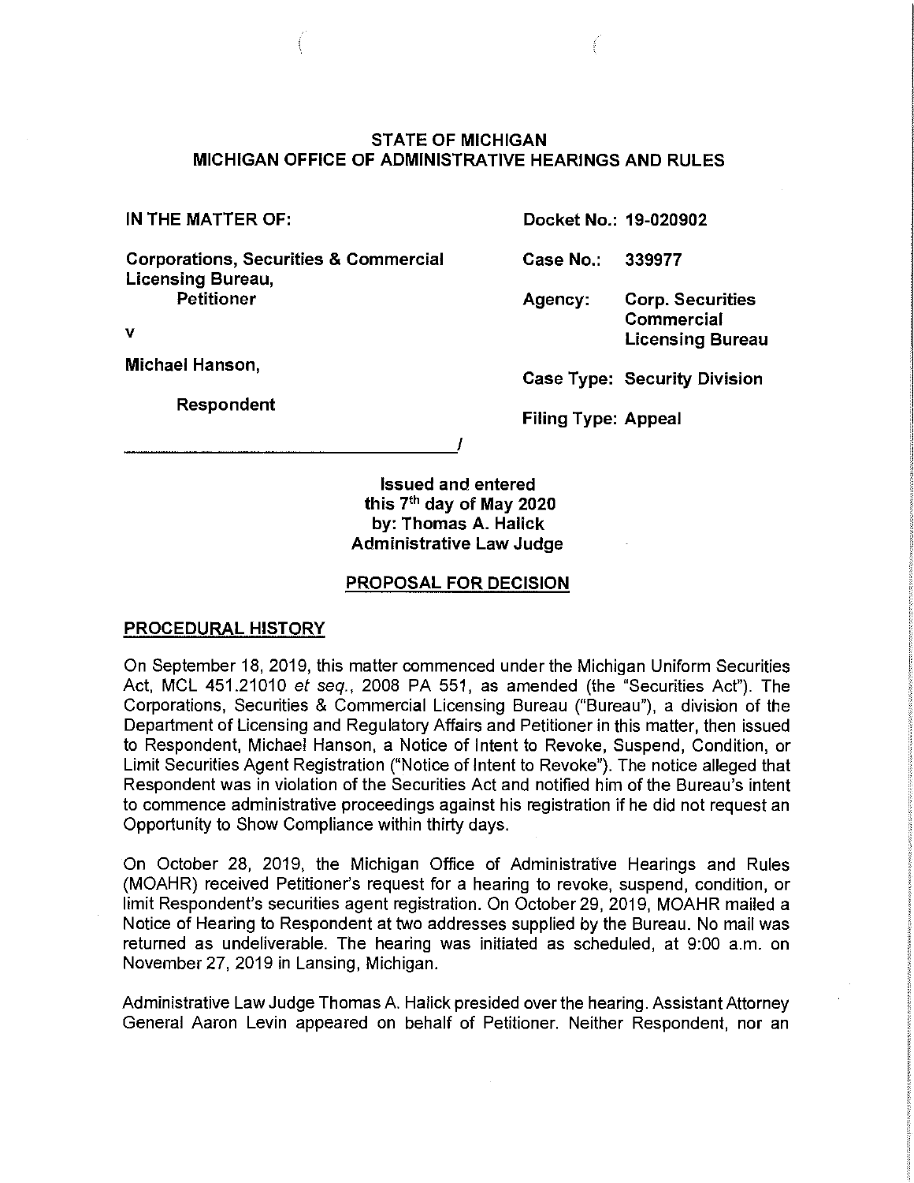## STATE OF MICHIGAN
## MICHIGAN OFFICE OF ADMINISTRATIVE HEARINGS AND RULES

| | |
|---|---|
| **IN THE MATTER OF:** | **Docket No.: 19-020902** |
| **Corporations, Securities & Commercial Licensing Bureau,** **Petitioner** | **Case No.: 339977** |
| **v** | **Agency: Corp. Securities Commercial Licensing Bureau** |
| **Michael Hanson,** | **Case Type: Security Division** |
| **Respondent** | **Filing Type: Appeal** |

**Issued and entered**
**this 7th day of May 2020**
**by: Thomas A. Halick**
**Administrative Law Judge**

## PROPOSAL FOR DECISION

### PROCEDURAL HISTORY

On September 18, 2019, this matter commenced under the Michigan Uniform Securities Act, MCL 451.21010 *et seq.*, 2008 PA 551, as amended (the "Securities Act"). The Corporations, Securities & Commercial Licensing Bureau ("Bureau"), a division of the Department of Licensing and Regulatory Affairs and Petitioner in this matter, then issued to Respondent, Michael Hanson, a Notice of Intent to Revoke, Suspend, Condition, or Limit Securities Agent Registration ("Notice of Intent to Revoke"). The notice alleged that Respondent was in violation of the Securities Act and notified him of the Bureau's intent to commence administrative proceedings against his registration if he did not request an Opportunity to Show Compliance within thirty days.

On October 28, 2019, the Michigan Office of Administrative Hearings and Rules (MOAHR) received Petitioner's request for a hearing to revoke, suspend, condition, or limit Respondent's securities agent registration. On October 29, 2019, MOAHR mailed a Notice of Hearing to Respondent at two addresses supplied by the Bureau. No mail was returned as undeliverable. The hearing was initiated as scheduled, at 9:00 a.m. on November 27, 2019 in Lansing, Michigan.

Administrative Law Judge Thomas A. Halick presided over the hearing. Assistant Attorney General Aaron Levin appeared on behalf of Petitioner. Neither Respondent, nor an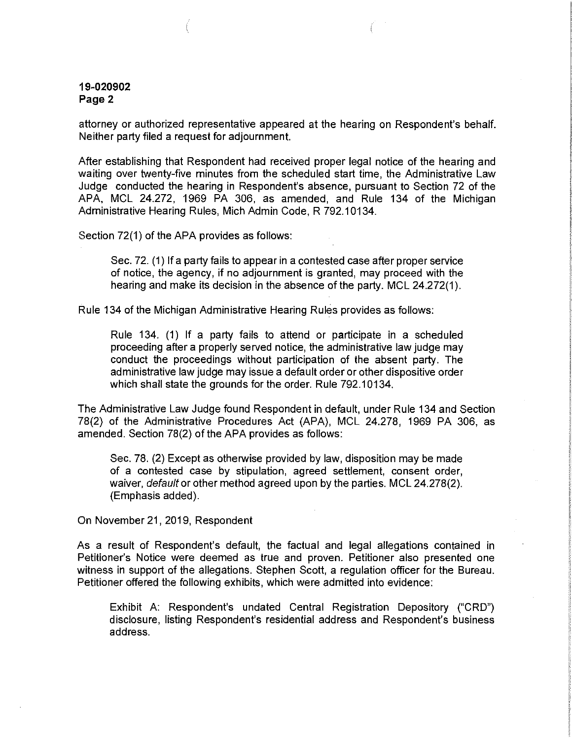attorney or authorized representative appeared at the hearing on Respondent's behalf. Neither party filed a request for adjournment.

After establishing that Respondent had received proper legal notice of the hearing and waiting over twenty-five minutes from the scheduled start time, the Administrative Law Judge conducted the hearing in Respondent's absence, pursuant to Section 72 of the APA, MCL 24.272, 1969 PA 306, as amended, and Rule 134 of the Michigan Administrative Hearing Rules, Mich Admin Code, R 792.10134.

Section 72(1) of the APA provides as follows:

> Sec. 72. (1) If a party fails to appear in a contested case after proper service of notice, the agency, if no adjournment is granted, may proceed with the hearing and make its decision in the absence of the party. MCL 24.272(1).

Rule 134 of the Michigan Administrative Hearing Rules provides as follows:

> Rule 134. (1) If a party fails to attend or participate in a scheduled proceeding after a properly served notice, the administrative law judge may conduct the proceedings without participation of the absent party. The administrative law judge may issue a default order or other dispositive order which shall state the grounds for the order. Rule 792.10134.

The Administrative Law Judge found Respondent in default, under Rule 134 and Section 78(2) of the Administrative Procedures Act (APA), MCL 24.278, 1969 PA 306, as amended. Section 78(2) of the APA provides as follows:

> Sec. 78. (2) Except as otherwise provided by law, disposition may be made of a contested case by stipulation, agreed settlement, consent order, waiver, *default* or other method agreed upon by the parties. MCL 24.278(2). (Emphasis added).

On November 21, 2019, Respondent

As a result of Respondent's default, the factual and legal allegations contained in Petitioner's Notice were deemed as true and proven. Petitioner also presented one witness in support of the allegations. Stephen Scott, a regulation officer for the Bureau. Petitioner offered the following exhibits, which were admitted into evidence:

> Exhibit A: Respondent's undated Central Registration Depository ("CRD") disclosure, listing Respondent's residential address and Respondent's business address.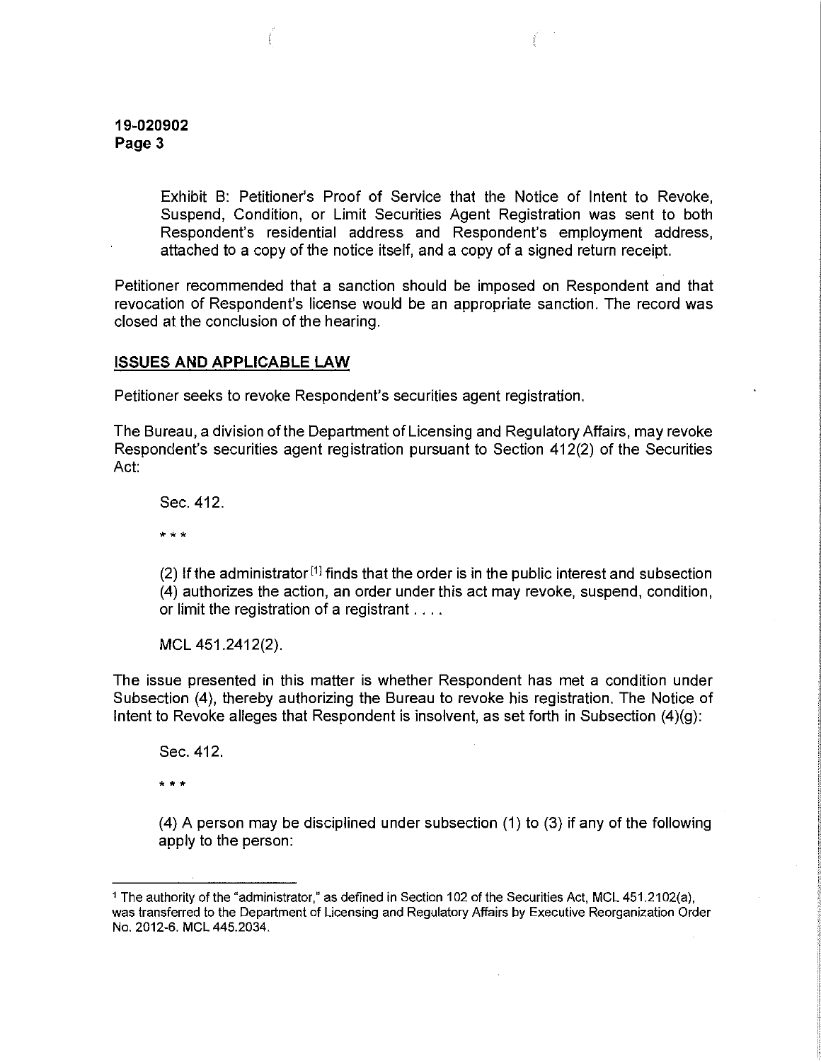Exhibit B: Petitioner's Proof of Service that the Notice of Intent to Revoke, Suspend, Condition, or Limit Securities Agent Registration was sent to both Respondent's residential address and Respondent's employment address, attached to a copy of the notice itself, and a copy of a signed return receipt.

Petitioner recommended that a sanction should be imposed on Respondent and that revocation of Respondent's license would be an appropriate sanction. The record was closed at the conclusion of the hearing.

## ISSUES AND APPLICABLE LAW

Petitioner seeks to revoke Respondent's securities agent registration.

The Bureau, a division of the Department of Licensing and Regulatory Affairs, may revoke Respondent's securities agent registration pursuant to Section 412(2) of the Securities Act:

> Sec. 412.
>
> * * *
>
> (2) If the administrator [1] finds that the order is in the public interest and subsection (4) authorizes the action, an order under this act may revoke, suspend, condition, or limit the registration of a registrant . . . .
>
> MCL 451.2412(2).

The issue presented in this matter is whether Respondent has met a condition under Subsection (4), thereby authorizing the Bureau to revoke his registration. The Notice of Intent to Revoke alleges that Respondent is insolvent, as set forth in Subsection (4)(g):

> Sec. 412.
>
> * * *
>
> (4) A person may be disciplined under subsection (1) to (3) if any of the following apply to the person:

---

[1] The authority of the "administrator," as defined in Section 102 of the Securities Act, MCL 451.2102(a), was transferred to the Department of Licensing and Regulatory Affairs by Executive Reorganization Order No. 2012-6. MCL 445.2034.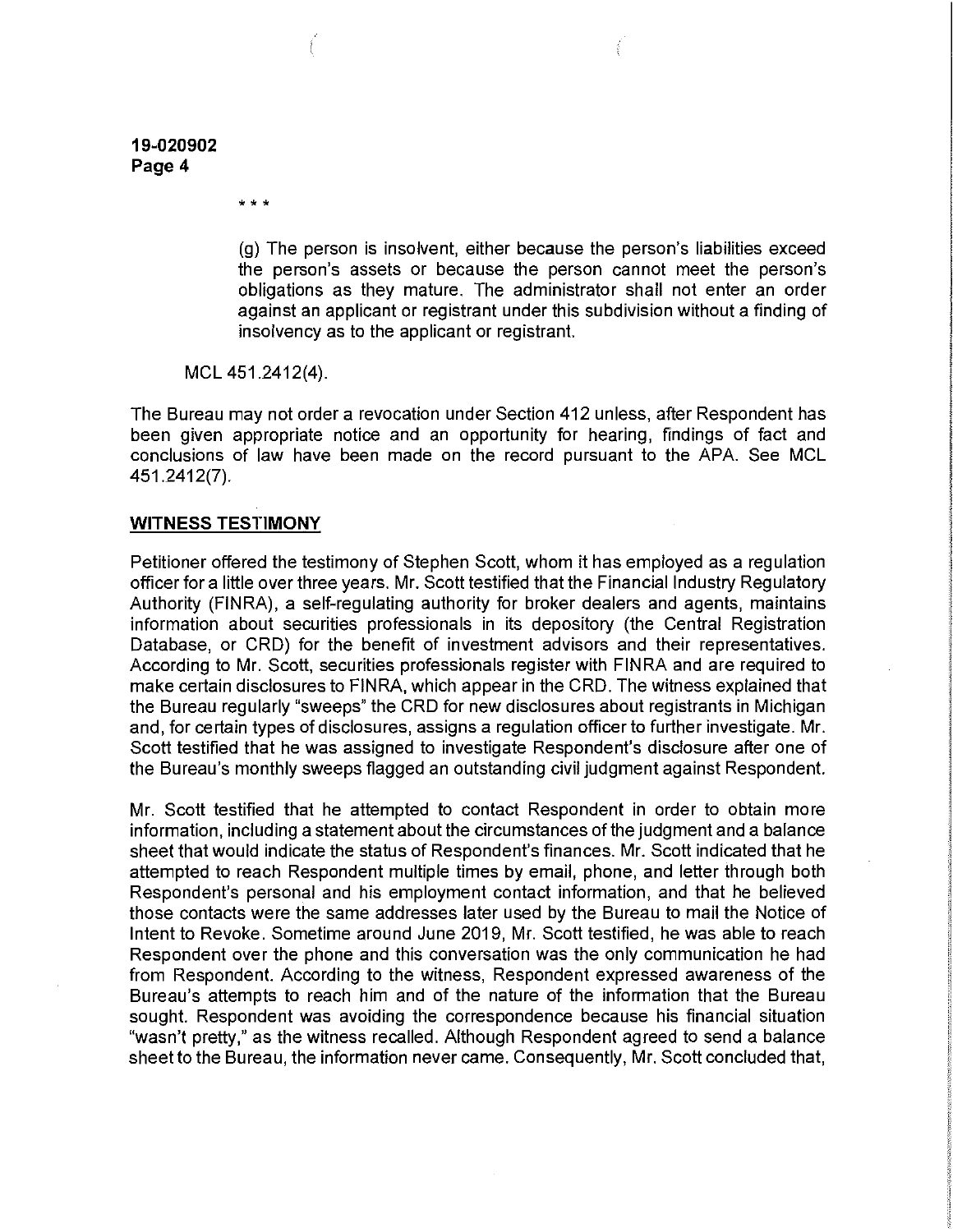\* \* \*

> (g) The person is insolvent, either because the person's liabilities exceed the person's assets or because the person cannot meet the person's obligations as they mature. The administrator shall not enter an order against an applicant or registrant under this subdivision without a finding of insolvency as to the applicant or registrant.

MCL 451.2412(4).

The Bureau may not order a revocation under Section 412 unless, after Respondent has been given appropriate notice and an opportunity for hearing, findings of fact and conclusions of law have been made on the record pursuant to the APA. See MCL 451.2412(7).

## WITNESS TESTIMONY

Petitioner offered the testimony of Stephen Scott, whom it has employed as a regulation officer for a little over three years. Mr. Scott testified that the Financial Industry Regulatory Authority (FINRA), a self-regulating authority for broker dealers and agents, maintains information about securities professionals in its depository (the Central Registration Database, or CRD) for the benefit of investment advisors and their representatives. According to Mr. Scott, securities professionals register with FINRA and are required to make certain disclosures to FINRA, which appear in the CRD. The witness explained that the Bureau regularly "sweeps" the CRD for new disclosures about registrants in Michigan and, for certain types of disclosures, assigns a regulation officer to further investigate. Mr. Scott testified that he was assigned to investigate Respondent's disclosure after one of the Bureau's monthly sweeps flagged an outstanding civil judgment against Respondent.

Mr. Scott testified that he attempted to contact Respondent in order to obtain more information, including a statement about the circumstances of the judgment and a balance sheet that would indicate the status of Respondent's finances. Mr. Scott indicated that he attempted to reach Respondent multiple times by email, phone, and letter through both Respondent's personal and his employment contact information, and that he believed those contacts were the same addresses later used by the Bureau to mail the Notice of Intent to Revoke. Sometime around June 2019, Mr. Scott testified, he was able to reach Respondent over the phone and this conversation was the only communication he had from Respondent. According to the witness, Respondent expressed awareness of the Bureau's attempts to reach him and of the nature of the information that the Bureau sought. Respondent was avoiding the correspondence because his financial situation "wasn't pretty," as the witness recalled. Although Respondent agreed to send a balance sheet to the Bureau, the information never came. Consequently, Mr. Scott concluded that,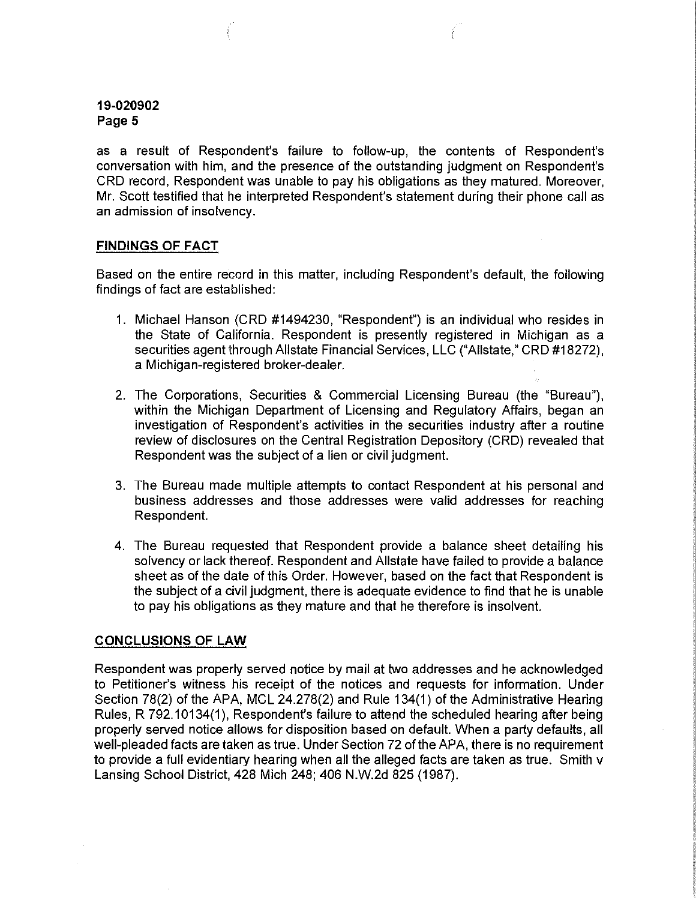as a result of Respondent's failure to follow-up, the contents of Respondent's conversation with him, and the presence of the outstanding judgment on Respondent's CRD record, Respondent was unable to pay his obligations as they matured. Moreover, Mr. Scott testified that he interpreted Respondent's statement during their phone call as an admission of insolvency.

## FINDINGS OF FACT

Based on the entire record in this matter, including Respondent's default, the following findings of fact are established:

1. Michael Hanson (CRD #1494230, "Respondent") is an individual who resides in the State of California. Respondent is presently registered in Michigan as a securities agent through Allstate Financial Services, LLC ("Allstate," CRD #18272), a Michigan-registered broker-dealer.

2. The Corporations, Securities & Commercial Licensing Bureau (the "Bureau"), within the Michigan Department of Licensing and Regulatory Affairs, began an investigation of Respondent's activities in the securities industry after a routine review of disclosures on the Central Registration Depository (CRD) revealed that Respondent was the subject of a lien or civil judgment.

3. The Bureau made multiple attempts to contact Respondent at his personal and business addresses and those addresses were valid addresses for reaching Respondent.

4. The Bureau requested that Respondent provide a balance sheet detailing his solvency or lack thereof. Respondent and Allstate have failed to provide a balance sheet as of the date of this Order. However, based on the fact that Respondent is the subject of a civil judgment, there is adequate evidence to find that he is unable to pay his obligations as they mature and that he therefore is insolvent.

## CONCLUSIONS OF LAW

Respondent was properly served notice by mail at two addresses and he acknowledged to Petitioner's witness his receipt of the notices and requests for information. Under Section 78(2) of the APA, MCL 24.278(2) and Rule 134(1) of the Administrative Hearing Rules, R 792.10134(1), Respondent's failure to attend the scheduled hearing after being properly served notice allows for disposition based on default. When a party defaults, all well-pleaded facts are taken as true. Under Section 72 of the APA, there is no requirement to provide a full evidentiary hearing when all the alleged facts are taken as true. Smith v Lansing School District, 428 Mich 248; 406 N.W.2d 825 (1987).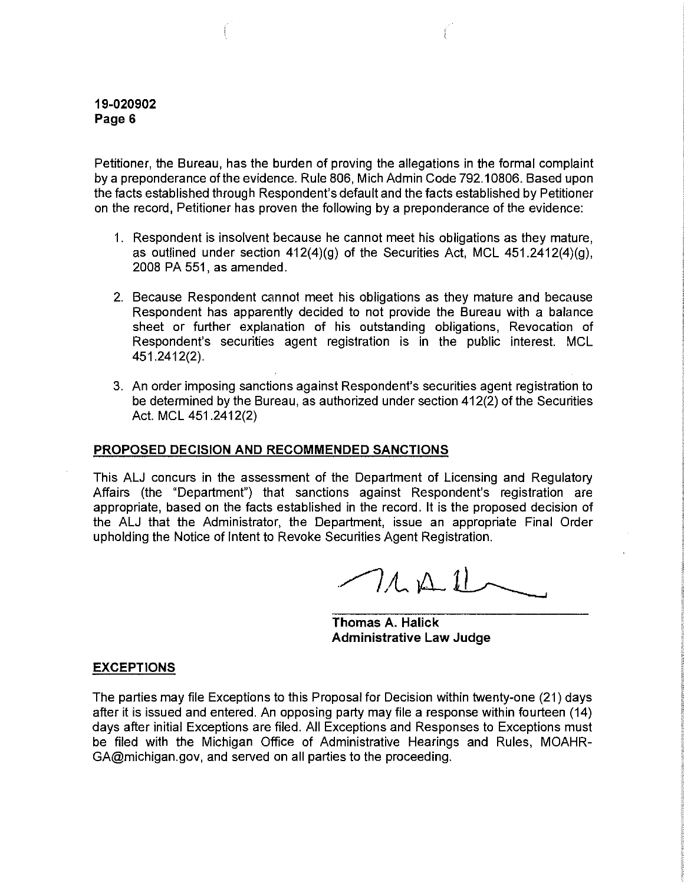Petitioner, the Bureau, has the burden of proving the allegations in the formal complaint by a preponderance of the evidence. Rule 806, Mich Admin Code 792.10806. Based upon the facts established through Respondent's default and the facts established by Petitioner on the record, Petitioner has proven the following by a preponderance of the evidence:

1. Respondent is insolvent because he cannot meet his obligations as they mature, as outlined under section 412(4)(g) of the Securities Act, MCL 451.2412(4)(g), 2008 PA 551, as amended.

2. Because Respondent cannot meet his obligations as they mature and because Respondent has apparently decided to not provide the Bureau with a balance sheet or further explanation of his outstanding obligations, Revocation of Respondent's securities agent registration is in the public interest. MCL 451.2412(2).

3. An order imposing sanctions against Respondent's securities agent registration to be determined by the Bureau, as authorized under section 412(2) of the Securities Act. MCL 451.2412(2)

## PROPOSED DECISION AND RECOMMENDED SANCTIONS

This ALJ concurs in the assessment of the Department of Licensing and Regulatory Affairs (the "Department") that sanctions against Respondent's registration are appropriate, based on the facts established in the record. It is the proposed decision of the ALJ that the Administrator, the Department, issue an appropriate Final Order upholding the Notice of Intent to Revoke Securities Agent Registration.

**Thomas A. Halick**
**Administrative Law Judge**

## EXCEPTIONS

The parties may file Exceptions to this Proposal for Decision within twenty-one (21) days after it is issued and entered. An opposing party may file a response within fourteen (14) days after initial Exceptions are filed. All Exceptions and Responses to Exceptions must be filed with the Michigan Office of Administrative Hearings and Rules, MOAHR-GA@michigan.gov, and served on all parties to the proceeding.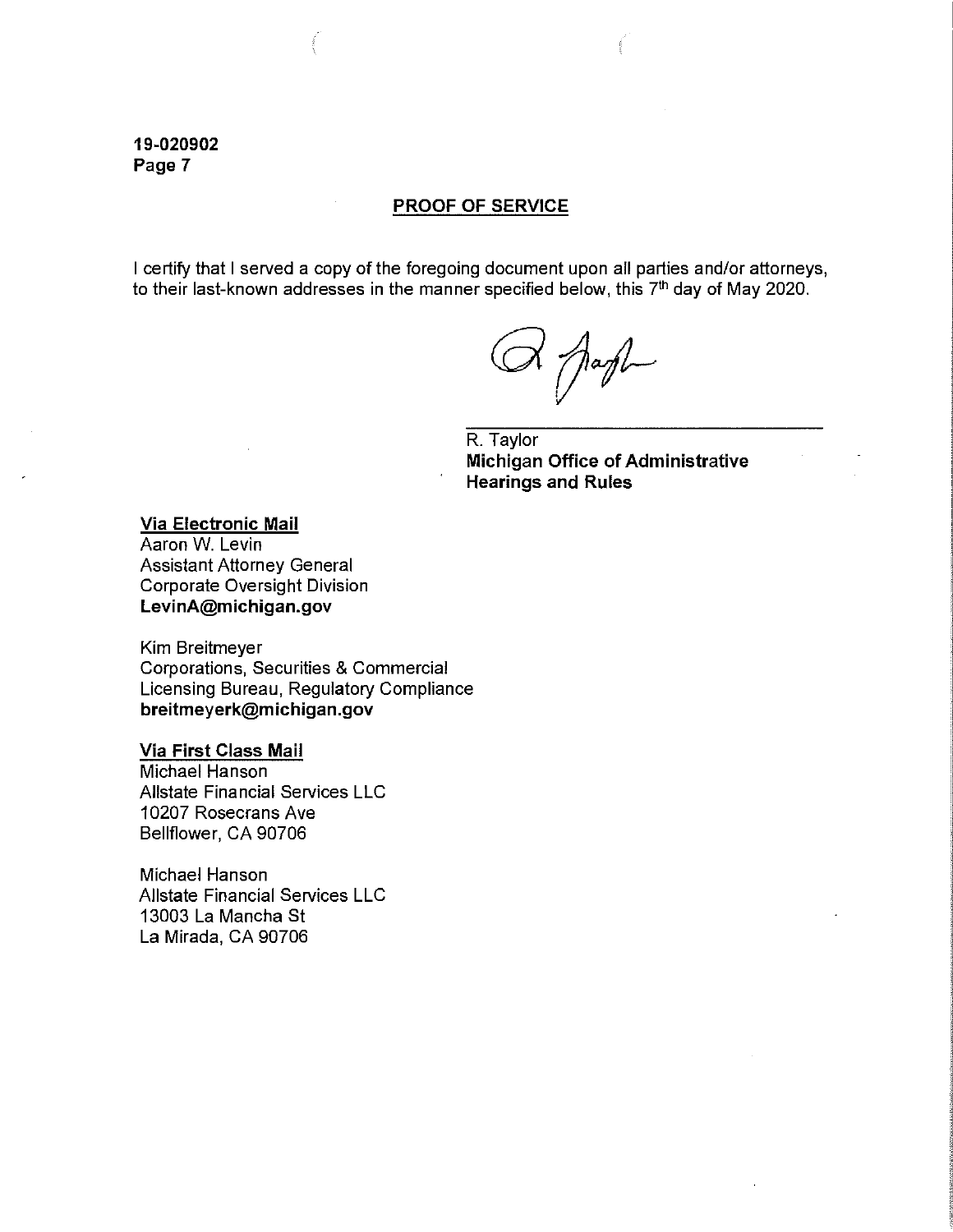**19-020902**
**Page 7**

## PROOF OF SERVICE

I certify that I served a copy of the foregoing document upon all parties and/or attorneys, to their last-known addresses in the manner specified below, this 7th day of May 2020.

R. Taylor
**Michigan Office of Administrative Hearings and Rules**

**Via Electronic Mail**
Aaron W. Levin
Assistant Attorney General
Corporate Oversight Division
**LevinA@michigan.gov**

Kim Breitmeyer
Corporations, Securities & Commercial Licensing Bureau, Regulatory Compliance
**breitmeyerk@michigan.gov**

**Via First Class Mail**
Michael Hanson
Allstate Financial Services LLC
10207 Rosecrans Ave
Bellflower, CA 90706

Michael Hanson
Allstate Financial Services LLC
13003 La Mancha St
La Mirada, CA 90706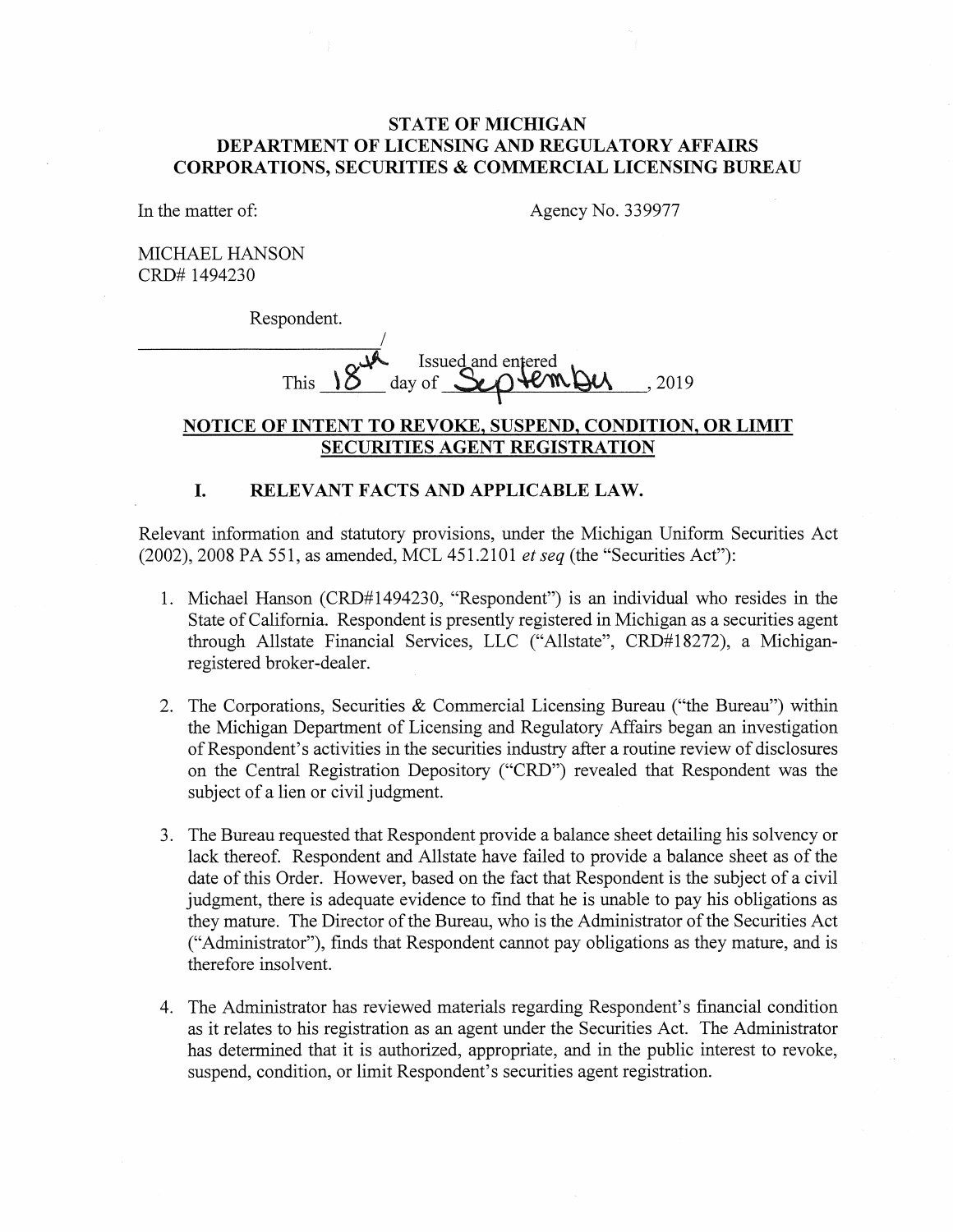**STATE OF MICHIGAN**
**DEPARTMENT OF LICENSING AND REGULATORY AFFAIRS**
**CORPORATIONS, SECURITIES & COMMERCIAL LICENSING BUREAU**

In the matter of: Agency No. 339977

MICHAEL HANSON
CRD# 1494230

Respondent.
______________________________/

Issued and entered
This 18th day of September, 2019

## NOTICE OF INTENT TO REVOKE, SUSPEND, CONDITION, OR LIMIT SECURITIES AGENT REGISTRATION

### I. RELEVANT FACTS AND APPLICABLE LAW.

Relevant information and statutory provisions, under the Michigan Uniform Securities Act (2002), 2008 PA 551, as amended, MCL 451.2101 *et seq* (the "Securities Act"):

1. Michael Hanson (CRD#1494230, "Respondent") is an individual who resides in the State of California. Respondent is presently registered in Michigan as a securities agent through Allstate Financial Services, LLC ("Allstate", CRD#18272), a Michigan-registered broker-dealer.

2. The Corporations, Securities & Commercial Licensing Bureau ("the Bureau") within the Michigan Department of Licensing and Regulatory Affairs began an investigation of Respondent's activities in the securities industry after a routine review of disclosures on the Central Registration Depository ("CRD") revealed that Respondent was the subject of a lien or civil judgment.

3. The Bureau requested that Respondent provide a balance sheet detailing his solvency or lack thereof. Respondent and Allstate have failed to provide a balance sheet as of the date of this Order. However, based on the fact that Respondent is the subject of a civil judgment, there is adequate evidence to find that he is unable to pay his obligations as they mature. The Director of the Bureau, who is the Administrator of the Securities Act ("Administrator"), finds that Respondent cannot pay obligations as they mature, and is therefore insolvent.

4. The Administrator has reviewed materials regarding Respondent's financial condition as it relates to his registration as an agent under the Securities Act. The Administrator has determined that it is authorized, appropriate, and in the public interest to revoke, suspend, condition, or limit Respondent's securities agent registration.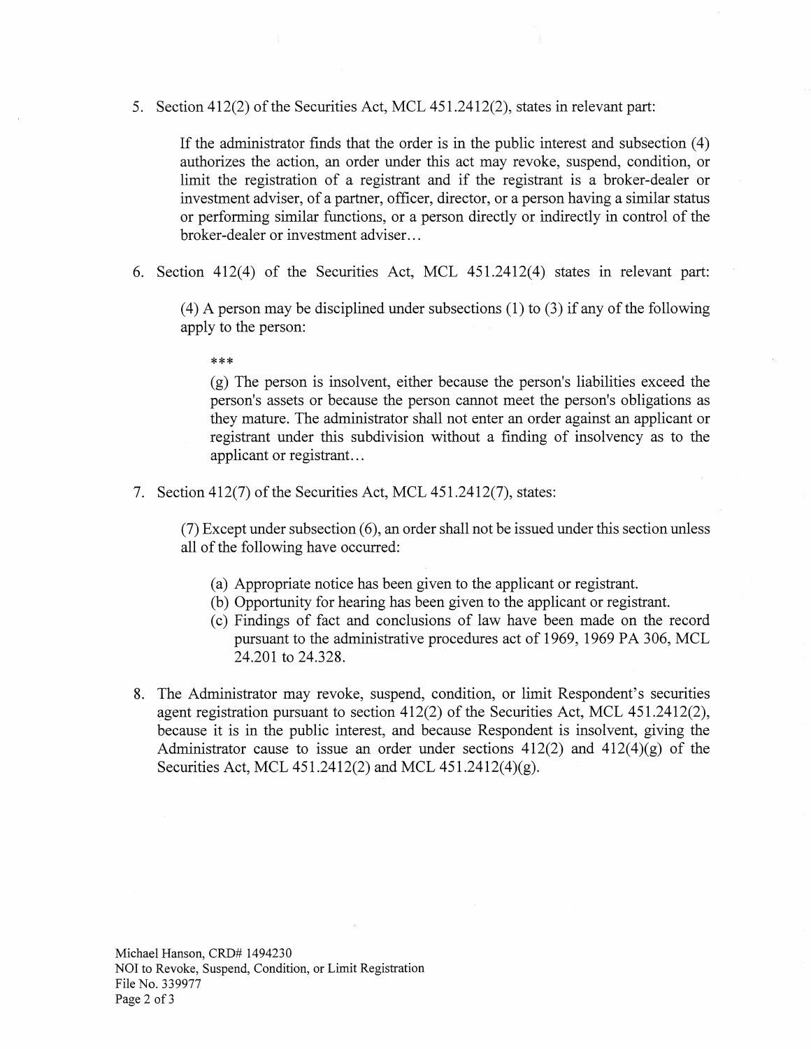5. Section 412(2) of the Securities Act, MCL 451.2412(2), states in relevant part:

   If the administrator finds that the order is in the public interest and subsection (4) authorizes the action, an order under this act may revoke, suspend, condition, or limit the registration of a registrant and if the registrant is a broker-dealer or investment adviser, of a partner, officer, director, or a person having a similar status or performing similar functions, or a person directly or indirectly in control of the broker-dealer or investment adviser...

6. Section 412(4) of the Securities Act, MCL 451.2412(4) states in relevant part:

   (4) A person may be disciplined under subsections (1) to (3) if any of the following apply to the person:

   ***

   (g) The person is insolvent, either because the person's liabilities exceed the person's assets or because the person cannot meet the person's obligations as they mature. The administrator shall not enter an order against an applicant or registrant under this subdivision without a finding of insolvency as to the applicant or registrant...

7. Section 412(7) of the Securities Act, MCL 451.2412(7), states:

   (7) Except under subsection (6), an order shall not be issued under this section unless all of the following have occurred:

   (a) Appropriate notice has been given to the applicant or registrant.
   (b) Opportunity for hearing has been given to the applicant or registrant.
   (c) Findings of fact and conclusions of law have been made on the record pursuant to the administrative procedures act of 1969, 1969 PA 306, MCL 24.201 to 24.328.

8. The Administrator may revoke, suspend, condition, or limit Respondent's securities agent registration pursuant to section 412(2) of the Securities Act, MCL 451.2412(2), because it is in the public interest, and because Respondent is insolvent, giving the Administrator cause to issue an order under sections 412(2) and 412(4)(g) of the Securities Act, MCL 451.2412(2) and MCL 451.2412(4)(g).

Michael Hanson, CRD# 1494230
NOI to Revoke, Suspend, Condition, or Limit Registration
File No. 339977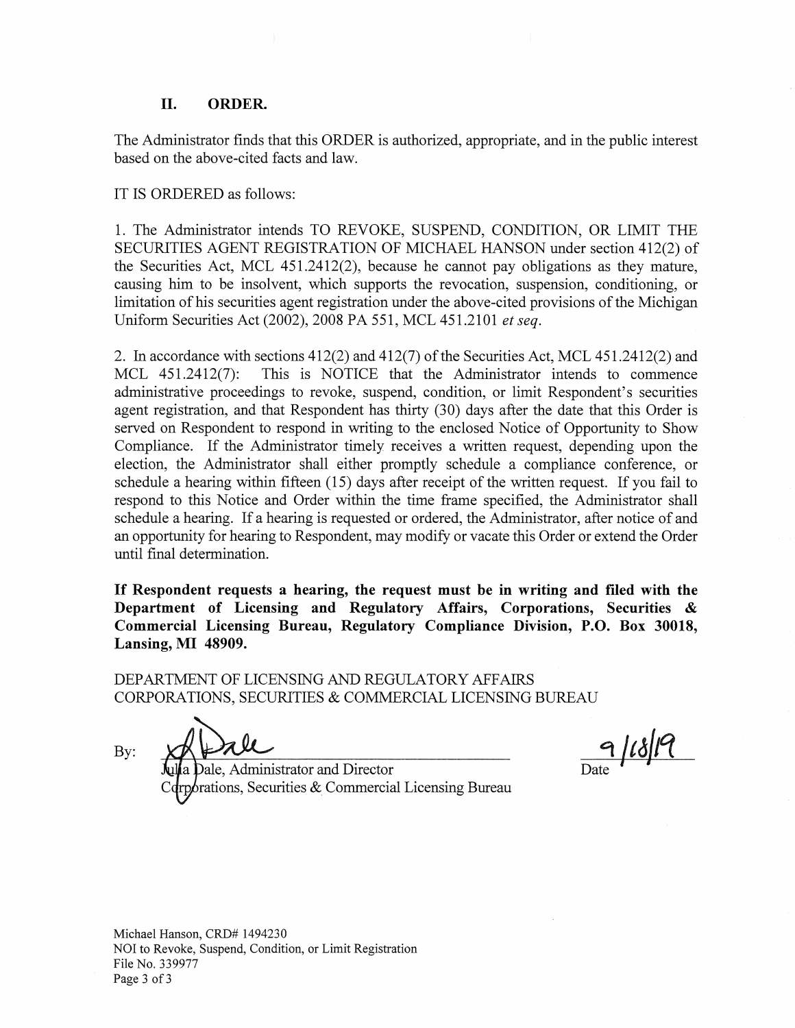## II. ORDER.

The Administrator finds that this ORDER is authorized, appropriate, and in the public interest based on the above-cited facts and law.

IT IS ORDERED as follows:

1. The Administrator intends TO REVOKE, SUSPEND, CONDITION, OR LIMIT THE SECURITIES AGENT REGISTRATION OF MICHAEL HANSON under section 412(2) of the Securities Act, MCL 451.2412(2), because he cannot pay obligations as they mature, causing him to be insolvent, which supports the revocation, suspension, conditioning, or limitation of his securities agent registration under the above-cited provisions of the Michigan Uniform Securities Act (2002), 2008 PA 551, MCL 451.2101 *et seq*.

2. In accordance with sections 412(2) and 412(7) of the Securities Act, MCL 451.2412(2) and MCL 451.2412(7): This is NOTICE that the Administrator intends to commence administrative proceedings to revoke, suspend, condition, or limit Respondent's securities agent registration, and that Respondent has thirty (30) days after the date that this Order is served on Respondent to respond in writing to the enclosed Notice of Opportunity to Show Compliance. If the Administrator timely receives a written request, depending upon the election, the Administrator shall either promptly schedule a compliance conference, or schedule a hearing within fifteen (15) days after receipt of the written request. If you fail to respond to this Notice and Order within the time frame specified, the Administrator shall schedule a hearing. If a hearing is requested or ordered, the Administrator, after notice of and an opportunity for hearing to Respondent, may modify or vacate this Order or extend the Order until final determination.

**If Respondent requests a hearing, the request must be in writing and filed with the Department of Licensing and Regulatory Affairs, Corporations, Securities & Commercial Licensing Bureau, Regulatory Compliance Division, P.O. Box 30018, Lansing, MI 48909.**

DEPARTMENT OF LICENSING AND REGULATORY AFFAIRS
CORPORATIONS, SECURITIES & COMMERCIAL LICENSING BUREAU

By: _______________________________
Julia Dale, Administrator and Director
Corporations, Securities & Commercial Licensing Bureau

9/18/19
Date

Michael Hanson, CRD# 1494230
NOI to Revoke, Suspend, Condition, or Limit Registration
File No. 339977